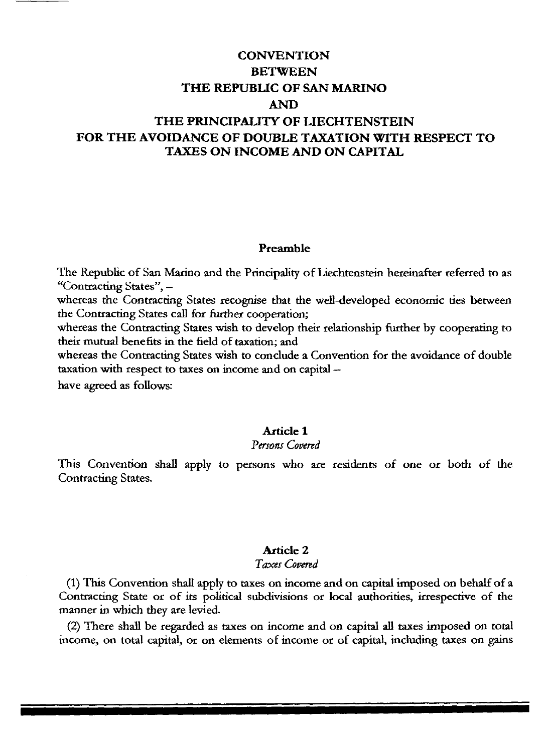# CONVENTION
# BETWEEN
# THE REPUBLIC OF SAN MARINO
# AND
# THE PRINCIPALITY OF LIECHTENSTEIN
# FOR THE AVOIDANCE OF DOUBLE TAXATION WITH RESPECT TO TAXES ON INCOME AND ON CAPITAL

## Preamble

The Republic of San Marino and the Principality of Liechtenstein hereinafter referred to as "Contracting States", –

whereas the Contracting States recognise that the well-developed economic ties between the Contracting States call for further cooperation;

whereas the Contracting States wish to develop their relationship further by cooperating to their mutual benefits in the field of taxation; and

whereas the Contracting States wish to conclude a Convention for the avoidance of double taxation with respect to taxes on income and on capital –

have agreed as follows:

## Article 1

*Persons Covered*

This Convention shall apply to persons who are residents of one or both of the Contracting States.

## Article 2

*Taxes Covered*

(1) This Convention shall apply to taxes on income and on capital imposed on behalf of a Contracting State or of its political subdivisions or local authorities, irrespective of the manner in which they are levied.

(2) There shall be regarded as taxes on income and on capital all taxes imposed on total income, on total capital, or on elements of income or of capital, including taxes on gains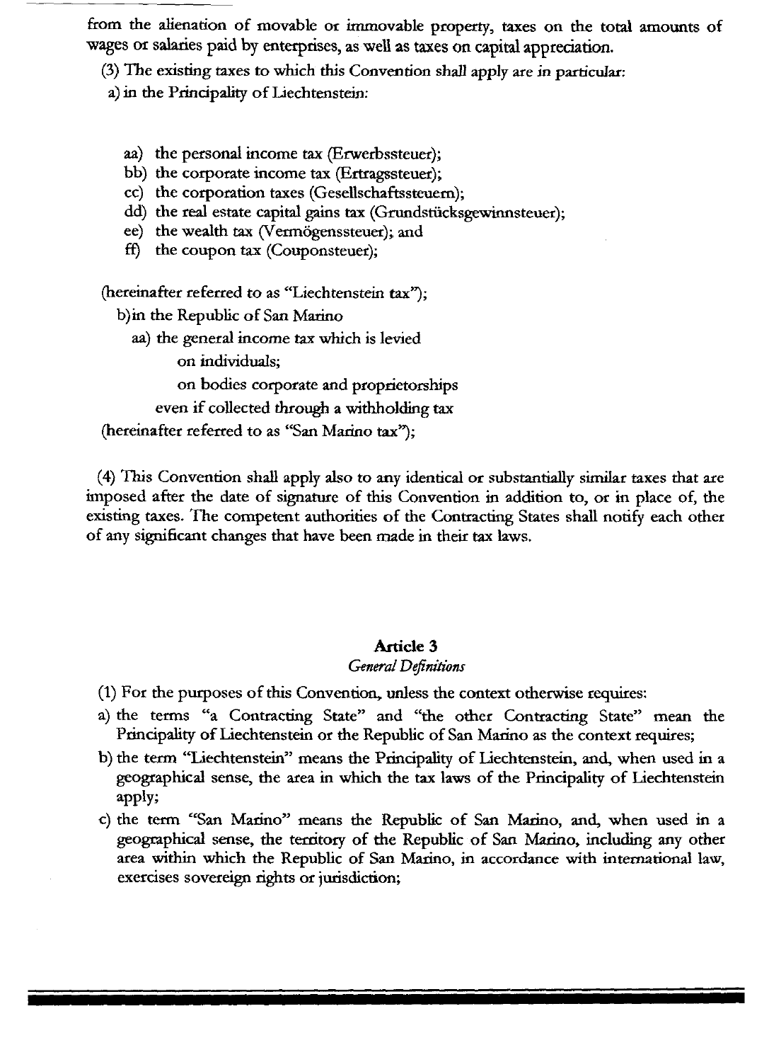from the alienation of movable or immovable property, taxes on the total amounts of wages or salaries paid by enterprises, as well as taxes on capital appreciation.

(3) The existing taxes to which this Convention shall apply are in particular:

a) in the Principality of Liechtenstein:

- aa) the personal income tax (Erwerbssteuer);
- bb) the corporate income tax (Ertragssteuer);
- cc) the corporation taxes (Gesellschaftssteuern);
- dd) the real estate capital gains tax (Grundstücksgewinnsteuer);
- ee) the wealth tax (Vermögenssteuer); and
- ff) the coupon tax (Couponsteuer);

(hereinafter referred to as "Liechtenstein tax");

b) in the Republic of San Marino

- aa) the general income tax which is levied
  - on individuals;
  - on bodies corporate and proprietorships
  
  even if collected through a withholding tax

(hereinafter referred to as "San Marino tax");

(4) This Convention shall apply also to any identical or substantially similar taxes that are imposed after the date of signature of this Convention in addition to, or in place of, the existing taxes. The competent authorities of the Contracting States shall notify each other of any significant changes that have been made in their tax laws.

## Article 3

*General Definitions*

(1) For the purposes of this Convention, unless the context otherwise requires:

a) the terms "a Contracting State" and "the other Contracting State" mean the Principality of Liechtenstein or the Republic of San Marino as the context requires;

b) the term "Liechtenstein" means the Principality of Liechtenstein, and, when used in a geographical sense, the area in which the tax laws of the Principality of Liechtenstein apply;

c) the term "San Marino" means the Republic of San Marino, and, when used in a geographical sense, the territory of the Republic of San Marino, including any other area within which the Republic of San Marino, in accordance with international law, exercises sovereign rights or jurisdiction;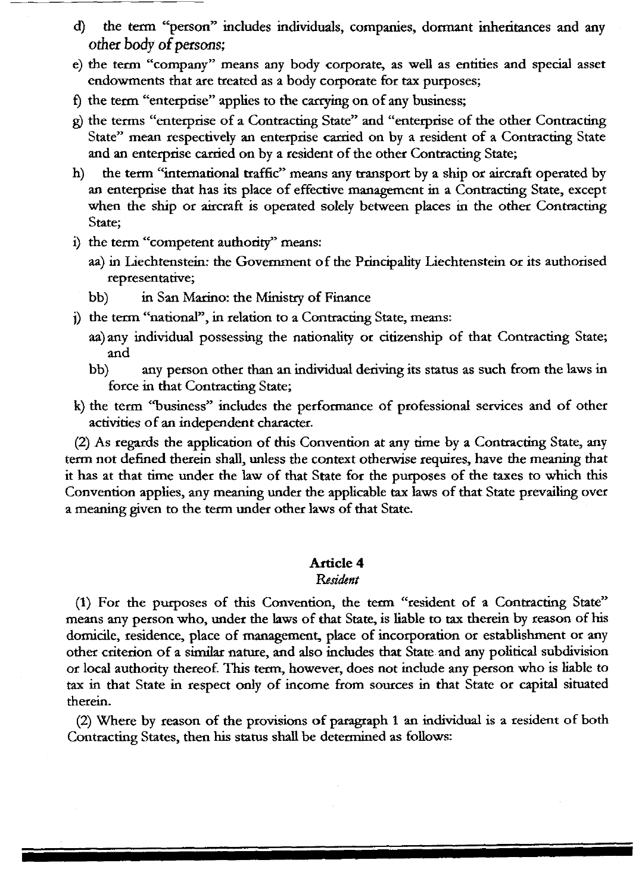d) the term "person" includes individuals, companies, dormant inheritances and any other body of persons;

e) the term "company" means any body corporate, as well as entities and special asset endowments that are treated as a body corporate for tax purposes;

f) the term "enterprise" applies to the carrying on of any business;

g) the terms "enterprise of a Contracting State" and "enterprise of the other Contracting State" mean respectively an enterprise carried on by a resident of a Contracting State and an enterprise carried on by a resident of the other Contracting State;

h) the term "international traffic" means any transport by a ship or aircraft operated by an enterprise that has its place of effective management in a Contracting State, except when the ship or aircraft is operated solely between places in the other Contracting State;

i) the term "competent authority" means:

aa) in Liechtenstein: the Government of the Principality Liechtenstein or its authorised representative;

bb) in San Marino: the Ministry of Finance

j) the term "national", in relation to a Contracting State, means:

aa) any individual possessing the nationality or citizenship of that Contracting State; and

bb) any person other than an individual deriving its status as such from the laws in force in that Contracting State;

k) the term "business" includes the performance of professional services and of other activities of an independent character.

(2) As regards the application of this Convention at any time by a Contracting State, any term not defined therein shall, unless the context otherwise requires, have the meaning that it has at that time under the law of that State for the purposes of the taxes to which this Convention applies, any meaning under the applicable tax laws of that State prevailing over a meaning given to the term under other laws of that State.

## Article 4
*Resident*

(1) For the purposes of this Convention, the term "resident of a Contracting State" means any person who, under the laws of that State, is liable to tax therein by reason of his domicile, residence, place of management, place of incorporation or establishment or any other criterion of a similar nature, and also includes that State and any political subdivision or local authority thereof. This term, however, does not include any person who is liable to tax in that State in respect only of income from sources in that State or capital situated therein.

(2) Where by reason of the provisions of paragraph 1 an individual is a resident of both Contracting States, then his status shall be determined as follows: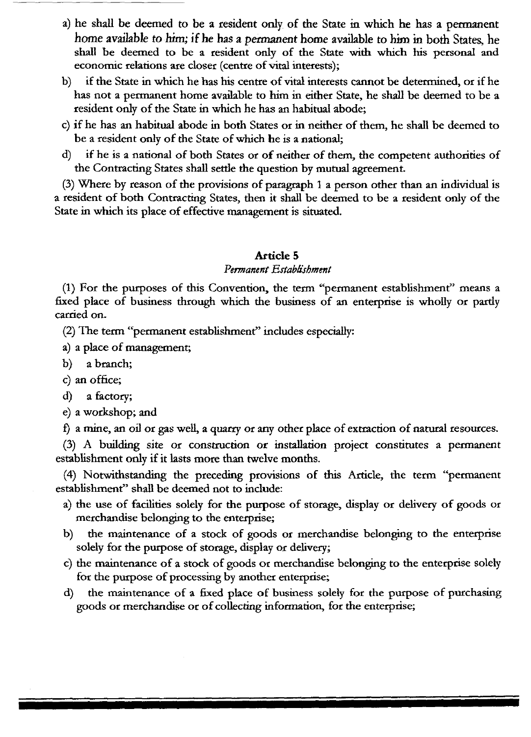a) he shall be deemed to be a resident only of the State in which he has a permanent home available to him; if he has a permanent home available to him in both States, he shall be deemed to be a resident only of the State with which his personal and economic relations are closer (centre of vital interests);

b) if the State in which he has his centre of vital interests cannot be determined, or if he has not a permanent home available to him in either State, he shall be deemed to be a resident only of the State in which he has an habitual abode;

c) if he has an habitual abode in both States or in neither of them, he shall be deemed to be a resident only of the State of which he is a national;

d) if he is a national of both States or of neither of them, the competent authorities of the Contracting States shall settle the question by mutual agreement.

(3) Where by reason of the provisions of paragraph 1 a person other than an individual is a resident of both Contracting States, then it shall be deemed to be a resident only of the State in which its place of effective management is situated.

## Article 5

*Permanent Establishment*

(1) For the purposes of this Convention, the term "permanent establishment" means a fixed place of business through which the business of an enterprise is wholly or partly carried on.

(2) The term "permanent establishment" includes especially:

a) a place of management;

b) a branch;

c) an office;

d) a factory;

e) a workshop; and

f) a mine, an oil or gas well, a quarry or any other place of extraction of natural resources.

(3) A building site or construction or installation project constitutes a permanent establishment only if it lasts more than twelve months.

(4) Notwithstanding the preceding provisions of this Article, the term "permanent establishment" shall be deemed not to include:

a) the use of facilities solely for the purpose of storage, display or delivery of goods or merchandise belonging to the enterprise;

b) the maintenance of a stock of goods or merchandise belonging to the enterprise solely for the purpose of storage, display or delivery;

c) the maintenance of a stock of goods or merchandise belonging to the enterprise solely for the purpose of processing by another enterprise;

d) the maintenance of a fixed place of business solely for the purpose of purchasing goods or merchandise or of collecting information, for the enterprise;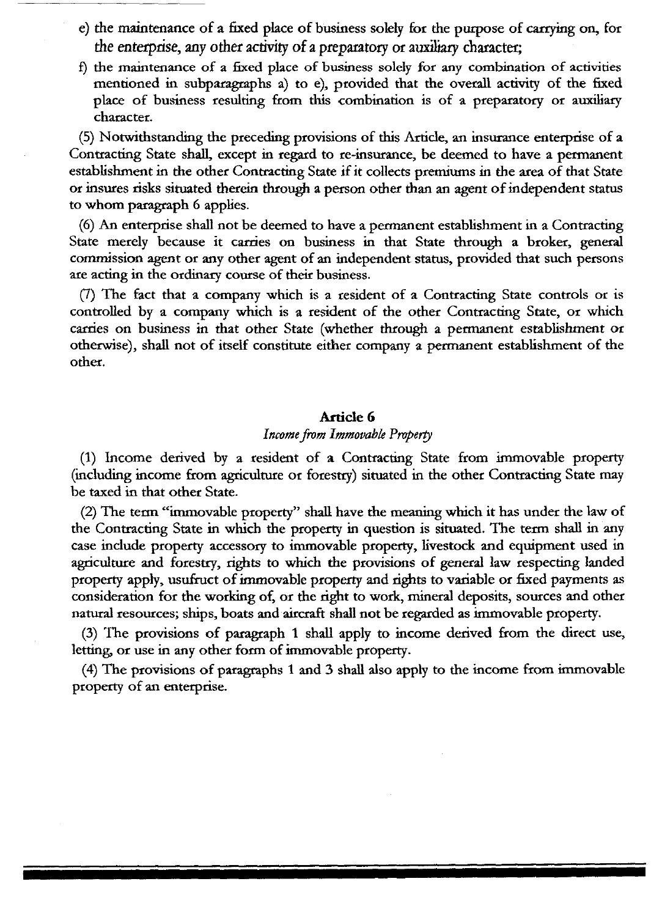e) the maintenance of a fixed place of business solely for the purpose of carrying on, for the enterprise, any other activity of a preparatory or auxiliary character;

f) the maintenance of a fixed place of business solely for any combination of activities mentioned in subparagraphs a) to e), provided that the overall activity of the fixed place of business resulting from this combination is of a preparatory or auxiliary character.

(5) Notwithstanding the preceding provisions of this Article, an insurance enterprise of a Contracting State shall, except in regard to re-insurance, be deemed to have a permanent establishment in the other Contracting State if it collects premiums in the area of that State or insures risks situated therein through a person other than an agent of independent status to whom paragraph 6 applies.

(6) An enterprise shall not be deemed to have a permanent establishment in a Contracting State merely because it carries on business in that State through a broker, general commission agent or any other agent of an independent status, provided that such persons are acting in the ordinary course of their business.

(7) The fact that a company which is a resident of a Contracting State controls or is controlled by a company which is a resident of the other Contracting State, or which carries on business in that other State (whether through a permanent establishment or otherwise), shall not of itself constitute either company a permanent establishment of the other.

## Article 6

*Income from Immovable Property*

(1) Income derived by a resident of a Contracting State from immovable property (including income from agriculture or forestry) situated in the other Contracting State may be taxed in that other State.

(2) The term "immovable property" shall have the meaning which it has under the law of the Contracting State in which the property in question is situated. The term shall in any case include property accessory to immovable property, livestock and equipment used in agriculture and forestry, rights to which the provisions of general law respecting landed property apply, usufruct of immovable property and rights to variable or fixed payments as consideration for the working of, or the right to work, mineral deposits, sources and other natural resources; ships, boats and aircraft shall not be regarded as immovable property.

(3) The provisions of paragraph 1 shall apply to income derived from the direct use, letting, or use in any other form of immovable property.

(4) The provisions of paragraphs 1 and 3 shall also apply to the income from immovable property of an enterprise.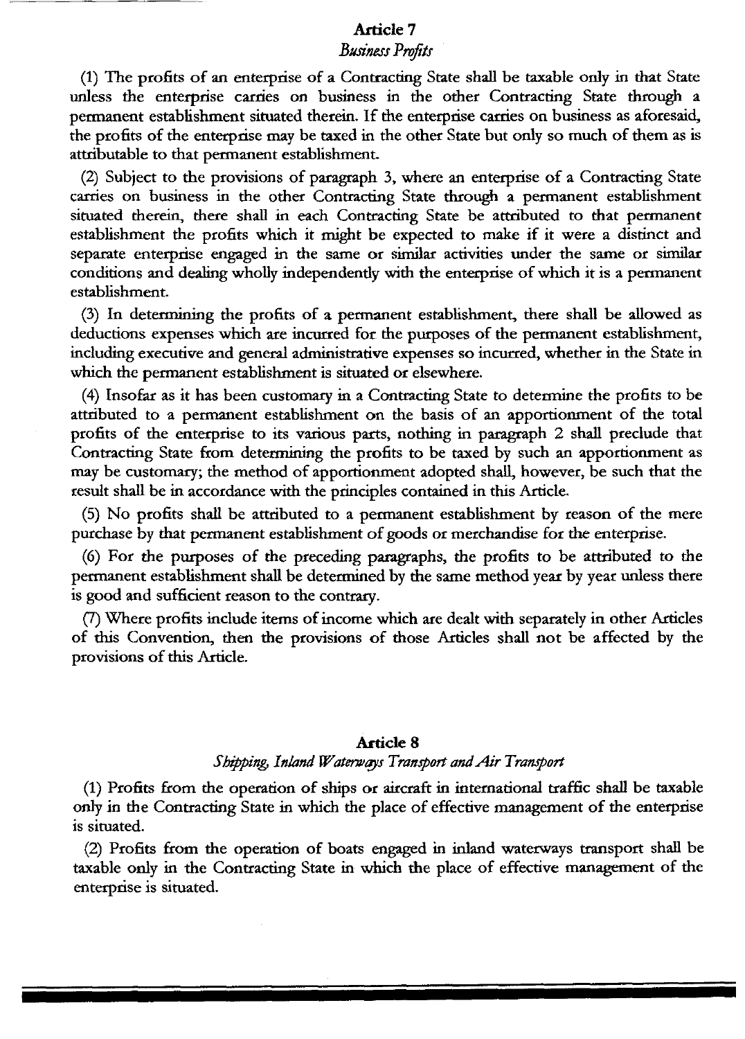## Article 7

### *Business Profits*

(1) The profits of an enterprise of a Contracting State shall be taxable only in that State unless the enterprise carries on business in the other Contracting State through a permanent establishment situated therein. If the enterprise carries on business as aforesaid, the profits of the enterprise may be taxed in the other State but only so much of them as is attributable to that permanent establishment.

(2) Subject to the provisions of paragraph 3, where an enterprise of a Contracting State carries on business in the other Contracting State through a permanent establishment situated therein, there shall in each Contracting State be attributed to that permanent establishment the profits which it might be expected to make if it were a distinct and separate enterprise engaged in the same or similar activities under the same or similar conditions and dealing wholly independently with the enterprise of which it is a permanent establishment.

(3) In determining the profits of a permanent establishment, there shall be allowed as deductions expenses which are incurred for the purposes of the permanent establishment, including executive and general administrative expenses so incurred, whether in the State in which the permanent establishment is situated or elsewhere.

(4) Insofar as it has been customary in a Contracting State to determine the profits to be attributed to a permanent establishment on the basis of an apportionment of the total profits of the enterprise to its various parts, nothing in paragraph 2 shall preclude that Contracting State from determining the profits to be taxed by such an apportionment as may be customary; the method of apportionment adopted shall, however, be such that the result shall be in accordance with the principles contained in this Article.

(5) No profits shall be attributed to a permanent establishment by reason of the mere purchase by that permanent establishment of goods or merchandise for the enterprise.

(6) For the purposes of the preceding paragraphs, the profits to be attributed to the permanent establishment shall be determined by the same method year by year unless there is good and sufficient reason to the contrary.

(7) Where profits include items of income which are dealt with separately in other Articles of this Convention, then the provisions of those Articles shall not be affected by the provisions of this Article.

## Article 8

### *Shipping, Inland Waterways Transport and Air Transport*

(1) Profits from the operation of ships or aircraft in international traffic shall be taxable only in the Contracting State in which the place of effective management of the enterprise is situated.

(2) Profits from the operation of boats engaged in inland waterways transport shall be taxable only in the Contracting State in which the place of effective management of the enterprise is situated.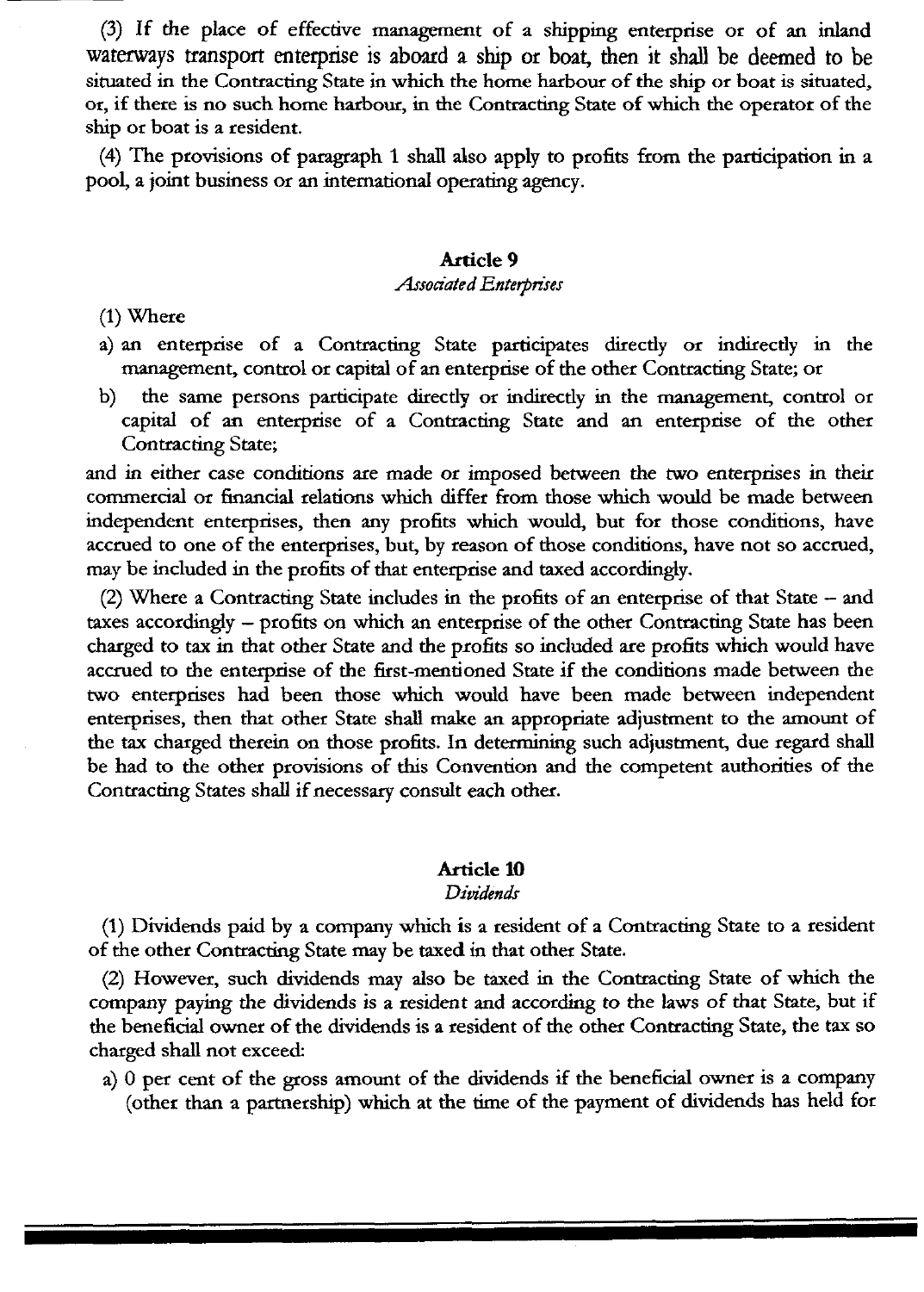(3) If the place of effective management of a shipping enterprise or of an inland waterways transport enterprise is aboard a ship or boat, then it shall be deemed to be situated in the Contracting State in which the home harbour of the ship or boat is situated, or, if there is no such home harbour, in the Contracting State of which the operator of the ship or boat is a resident.

(4) The provisions of paragraph 1 shall also apply to profits from the participation in a pool, a joint business or an international operating agency.

## Article 9

*Associated Enterprises*

(1) Where

a) an enterprise of a Contracting State participates directly or indirectly in the management, control or capital of an enterprise of the other Contracting State; or

b) the same persons participate directly or indirectly in the management, control or capital of an enterprise of a Contracting State and an enterprise of the other Contracting State;

and in either case conditions are made or imposed between the two enterprises in their commercial or financial relations which differ from those which would be made between independent enterprises, then any profits which would, but for those conditions, have accrued to one of the enterprises, but, by reason of those conditions, have not so accrued, may be included in the profits of that enterprise and taxed accordingly.

(2) Where a Contracting State includes in the profits of an enterprise of that State – and taxes accordingly – profits on which an enterprise of the other Contracting State has been charged to tax in that other State and the profits so included are profits which would have accrued to the enterprise of the first-mentioned State if the conditions made between the two enterprises had been those which would have been made between independent enterprises, then that other State shall make an appropriate adjustment to the amount of the tax charged therein on those profits. In determining such adjustment, due regard shall be had to the other provisions of this Convention and the competent authorities of the Contracting States shall if necessary consult each other.

## Article 10

*Dividends*

(1) Dividends paid by a company which is a resident of a Contracting State to a resident of the other Contracting State may be taxed in that other State.

(2) However, such dividends may also be taxed in the Contracting State of which the company paying the dividends is a resident and according to the laws of that State, but if the beneficial owner of the dividends is a resident of the other Contracting State, the tax so charged shall not exceed:

a) 0 per cent of the gross amount of the dividends if the beneficial owner is a company (other than a partnership) which at the time of the payment of dividends has held for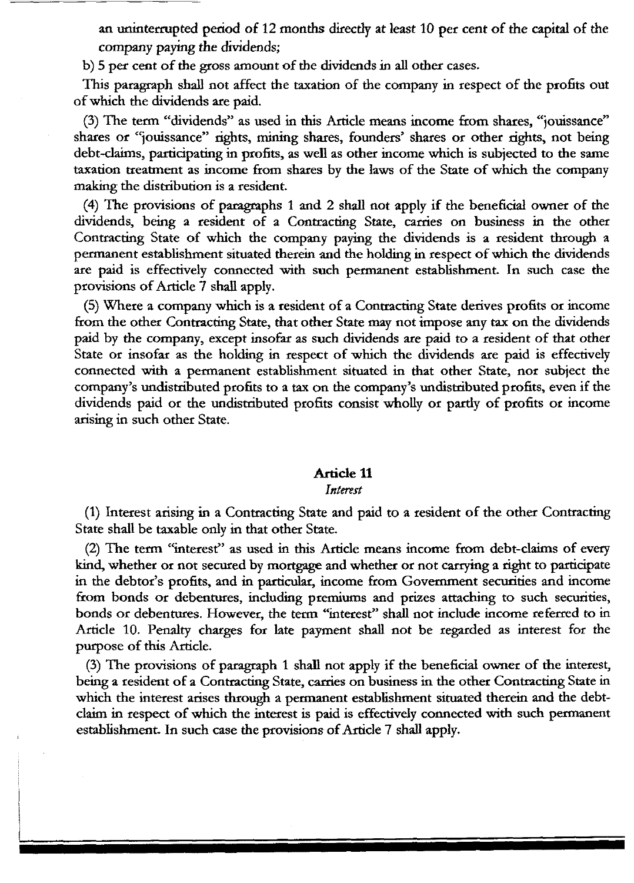an uninterrupted period of 12 months directly at least 10 per cent of the capital of the company paying the dividends;

b) 5 per cent of the gross amount of the dividends in all other cases.

This paragraph shall not affect the taxation of the company in respect of the profits out of which the dividends are paid.

(3) The term "dividends" as used in this Article means income from shares, "jouissance" shares or "jouissance" rights, mining shares, founders' shares or other rights, not being debt-claims, participating in profits, as well as other income which is subjected to the same taxation treatment as income from shares by the laws of the State of which the company making the distribution is a resident.

(4) The provisions of paragraphs 1 and 2 shall not apply if the beneficial owner of the dividends, being a resident of a Contracting State, carries on business in the other Contracting State of which the company paying the dividends is a resident through a permanent establishment situated therein and the holding in respect of which the dividends are paid is effectively connected with such permanent establishment. In such case the provisions of Article 7 shall apply.

(5) Where a company which is a resident of a Contracting State derives profits or income from the other Contracting State, that other State may not impose any tax on the dividends paid by the company, except insofar as such dividends are paid to a resident of that other State or insofar as the holding in respect of which the dividends are paid is effectively connected with a permanent establishment situated in that other State, nor subject the company's undistributed profits to a tax on the company's undistributed profits, even if the dividends paid or the undistributed profits consist wholly or partly of profits or income arising in such other State.

## Article 11

*Interest*

(1) Interest arising in a Contracting State and paid to a resident of the other Contracting State shall be taxable only in that other State.

(2) The term "interest" as used in this Article means income from debt-claims of every kind, whether or not secured by mortgage and whether or not carrying a right to participate in the debtor's profits, and in particular, income from Government securities and income from bonds or debentures, including premiums and prizes attaching to such securities, bonds or debentures. However, the term "interest" shall not include income referred to in Article 10. Penalty charges for late payment shall not be regarded as interest for the purpose of this Article.

(3) The provisions of paragraph 1 shall not apply if the beneficial owner of the interest, being a resident of a Contracting State, carries on business in the other Contracting State in which the interest arises through a permanent establishment situated therein and the debt-claim in respect of which the interest is paid is effectively connected with such permanent establishment. In such case the provisions of Article 7 shall apply.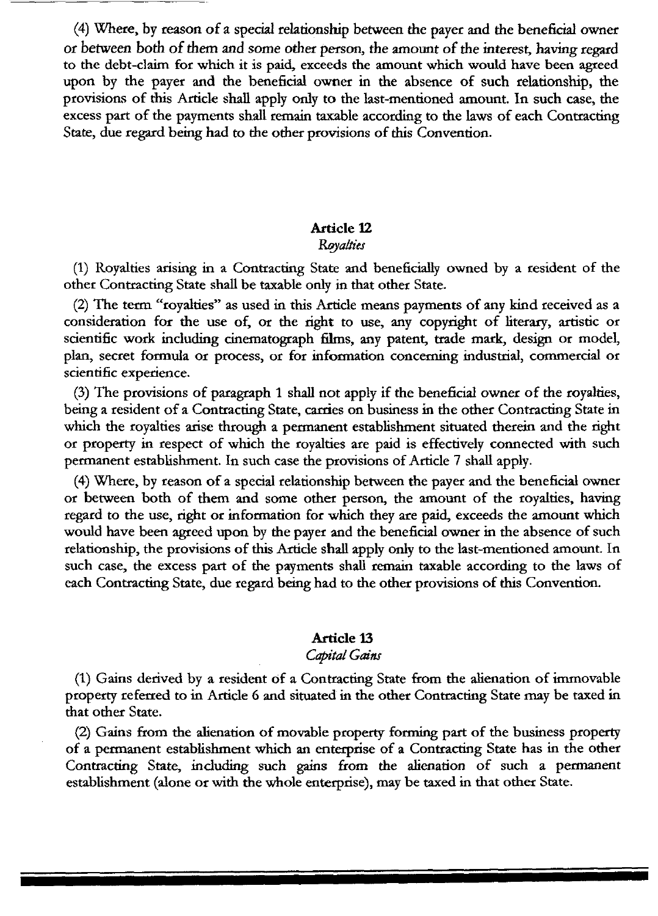(4) Where, by reason of a special relationship between the payer and the beneficial owner or between both of them and some other person, the amount of the interest, having regard to the debt-claim for which it is paid, exceeds the amount which would have been agreed upon by the payer and the beneficial owner in the absence of such relationship, the provisions of this Article shall apply only to the last-mentioned amount. In such case, the excess part of the payments shall remain taxable according to the laws of each Contracting State, due regard being had to the other provisions of this Convention.

## Article 12

*Royalties*

(1) Royalties arising in a Contracting State and beneficially owned by a resident of the other Contracting State shall be taxable only in that other State.

(2) The term "royalties" as used in this Article means payments of any kind received as a consideration for the use of, or the right to use, any copyright of literary, artistic or scientific work including cinematograph films, any patent, trade mark, design or model, plan, secret formula or process, or for information concerning industrial, commercial or scientific experience.

(3) The provisions of paragraph 1 shall not apply if the beneficial owner of the royalties, being a resident of a Contracting State, carries on business in the other Contracting State in which the royalties arise through a permanent establishment situated therein and the right or property in respect of which the royalties are paid is effectively connected with such permanent establishment. In such case the provisions of Article 7 shall apply.

(4) Where, by reason of a special relationship between the payer and the beneficial owner or between both of them and some other person, the amount of the royalties, having regard to the use, right or information for which they are paid, exceeds the amount which would have been agreed upon by the payer and the beneficial owner in the absence of such relationship, the provisions of this Article shall apply only to the last-mentioned amount. In such case, the excess part of the payments shall remain taxable according to the laws of each Contracting State, due regard being had to the other provisions of this Convention.

## Article 13

*Capital Gains*

(1) Gains derived by a resident of a Contracting State from the alienation of immovable property referred to in Article 6 and situated in the other Contracting State may be taxed in that other State.

(2) Gains from the alienation of movable property forming part of the business property of a permanent establishment which an enterprise of a Contracting State has in the other Contracting State, including such gains from the alienation of such a permanent establishment (alone or with the whole enterprise), may be taxed in that other State.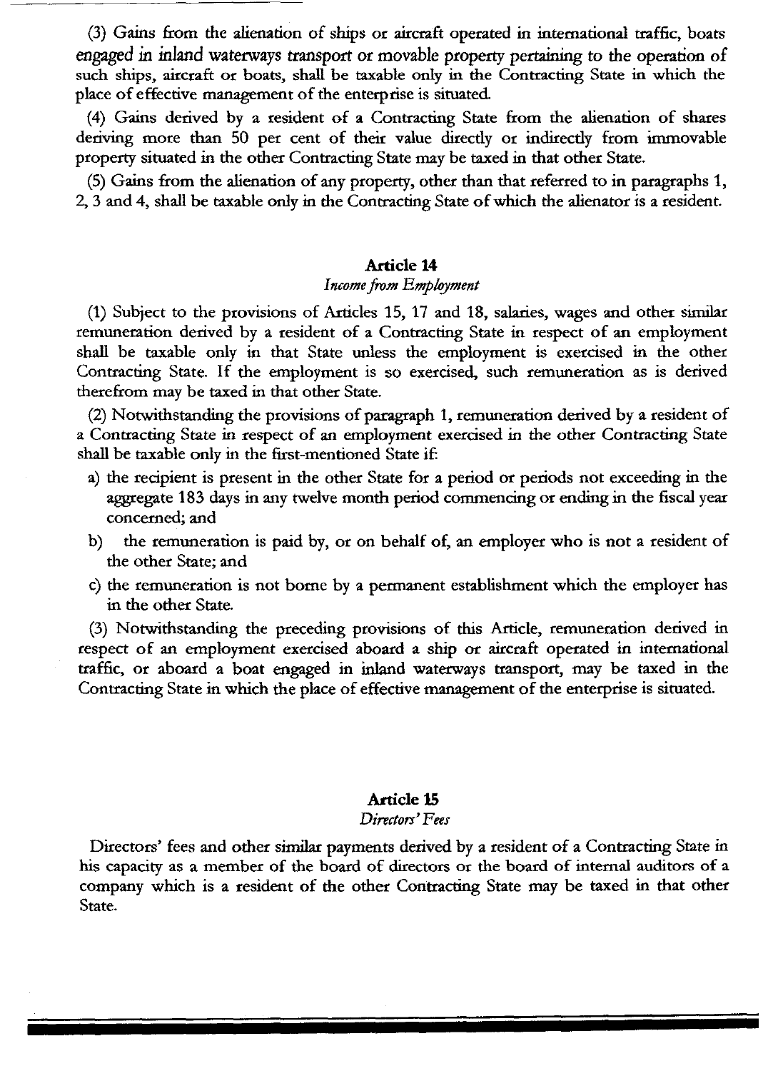(3) Gains from the alienation of ships or aircraft operated in international traffic, boats engaged in inland waterways transport or movable property pertaining to the operation of such ships, aircraft or boats, shall be taxable only in the Contracting State in which the place of effective management of the enterprise is situated.

(4) Gains derived by a resident of a Contracting State from the alienation of shares deriving more than 50 per cent of their value directly or indirectly from immovable property situated in the other Contracting State may be taxed in that other State.

(5) Gains from the alienation of any property, other than that referred to in paragraphs 1, 2, 3 and 4, shall be taxable only in the Contracting State of which the alienator is a resident.

## Article 14

*Income from Employment*

(1) Subject to the provisions of Articles 15, 17 and 18, salaries, wages and other similar remuneration derived by a resident of a Contracting State in respect of an employment shall be taxable only in that State unless the employment is exercised in the other Contracting State. If the employment is so exercised, such remuneration as is derived therefrom may be taxed in that other State.

(2) Notwithstanding the provisions of paragraph 1, remuneration derived by a resident of a Contracting State in respect of an employment exercised in the other Contracting State shall be taxable only in the first-mentioned State if:

a) the recipient is present in the other State for a period or periods not exceeding in the aggregate 183 days in any twelve month period commencing or ending in the fiscal year concerned; and

b) the remuneration is paid by, or on behalf of, an employer who is not a resident of the other State; and

c) the remuneration is not borne by a permanent establishment which the employer has in the other State.

(3) Notwithstanding the preceding provisions of this Article, remuneration derived in respect of an employment exercised aboard a ship or aircraft operated in international traffic, or aboard a boat engaged in inland waterways transport, may be taxed in the Contracting State in which the place of effective management of the enterprise is situated.

## Article 15

*Directors' Fees*

Directors' fees and other similar payments derived by a resident of a Contracting State in his capacity as a member of the board of directors or the board of internal auditors of a company which is a resident of the other Contracting State may be taxed in that other State.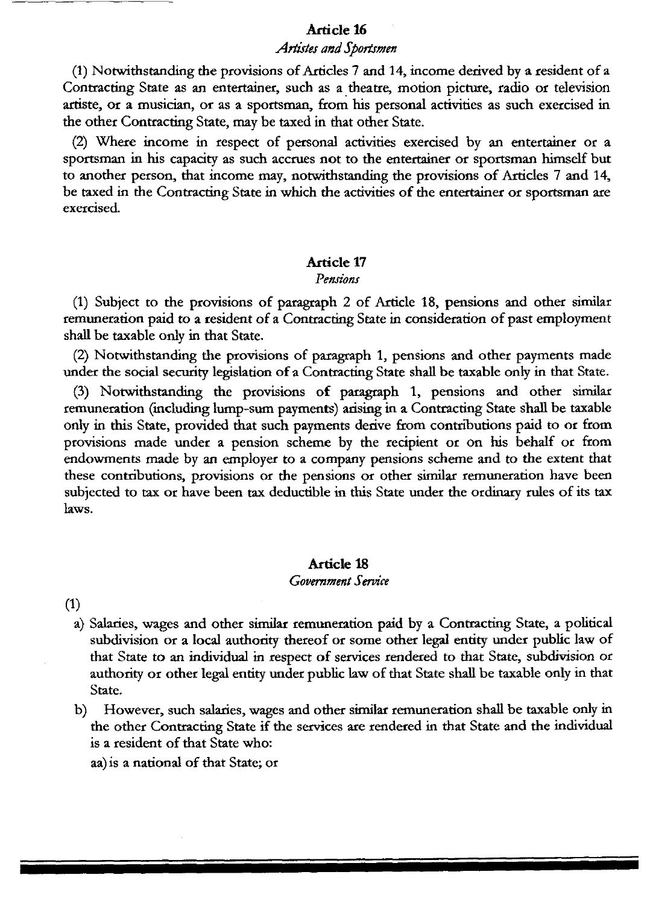## Article 16

*Artistes and Sportsmen*

(1) Notwithstanding the provisions of Articles 7 and 14, income derived by a resident of a Contracting State as an entertainer, such as a theatre, motion picture, radio or television artiste, or a musician, or as a sportsman, from his personal activities as such exercised in the other Contracting State, may be taxed in that other State.

(2) Where income in respect of personal activities exercised by an entertainer or a sportsman in his capacity as such accrues not to the entertainer or sportsman himself but to another person, that income may, notwithstanding the provisions of Articles 7 and 14, be taxed in the Contracting State in which the activities of the entertainer or sportsman are exercised.

## Article 17

*Pensions*

(1) Subject to the provisions of paragraph 2 of Article 18, pensions and other similar remuneration paid to a resident of a Contracting State in consideration of past employment shall be taxable only in that State.

(2) Notwithstanding the provisions of paragraph 1, pensions and other payments made under the social security legislation of a Contracting State shall be taxable only in that State.

(3) Notwithstanding the provisions of paragraph 1, pensions and other similar remuneration (including lump-sum payments) arising in a Contracting State shall be taxable only in this State, provided that such payments derive from contributions paid to or from provisions made under a pension scheme by the recipient or on his behalf or from endowments made by an employer to a company pensions scheme and to the extent that these contributions, provisions or the pensions or other similar remuneration have been subjected to tax or have been tax deductible in this State under the ordinary rules of its tax laws.

## Article 18

*Government Service*

(1)

a) Salaries, wages and other similar remuneration paid by a Contracting State, a political subdivision or a local authority thereof or some other legal entity under public law of that State to an individual in respect of services rendered to that State, subdivision or authority or other legal entity under public law of that State shall be taxable only in that State.

b) However, such salaries, wages and other similar remuneration shall be taxable only in the other Contracting State if the services are rendered in that State and the individual is a resident of that State who:

aa) is a national of that State; or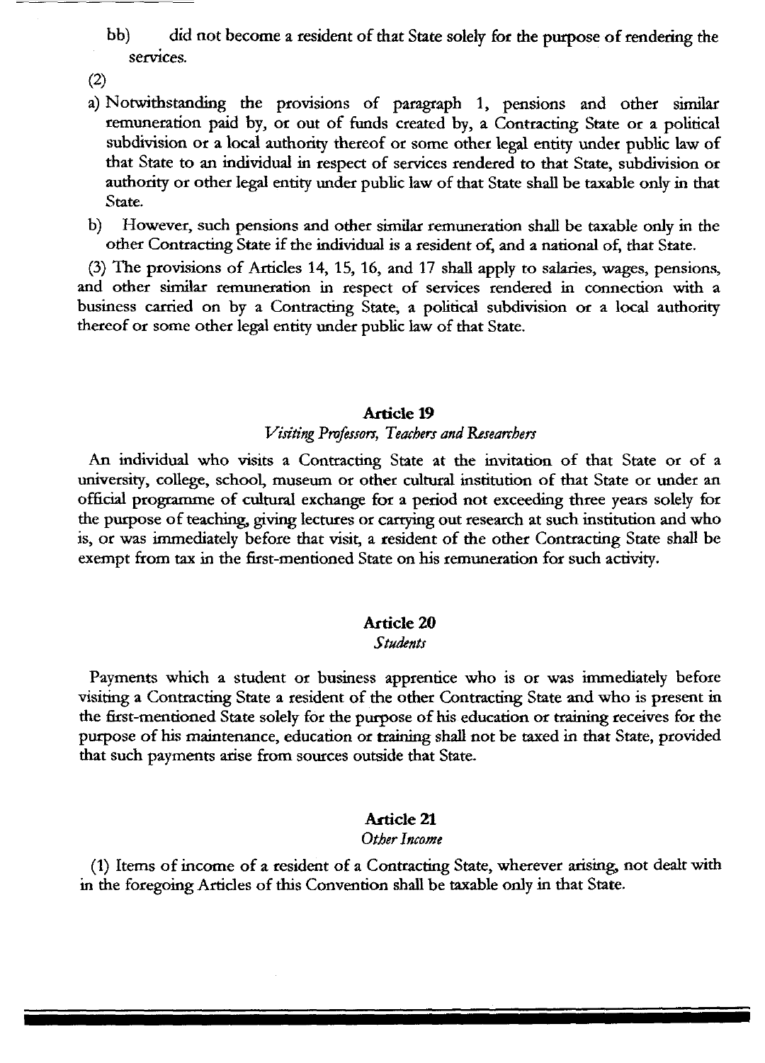bb) did not become a resident of that State solely for the purpose of rendering the services.

(2)

a) Notwithstanding the provisions of paragraph 1, pensions and other similar remuneration paid by, or out of funds created by, a Contracting State or a political subdivision or a local authority thereof or some other legal entity under public law of that State to an individual in respect of services rendered to that State, subdivision or authority or other legal entity under public law of that State shall be taxable only in that State.

b) However, such pensions and other similar remuneration shall be taxable only in the other Contracting State if the individual is a resident of, and a national of, that State.

(3) The provisions of Articles 14, 15, 16, and 17 shall apply to salaries, wages, pensions, and other similar remuneration in respect of services rendered in connection with a business carried on by a Contracting State, a political subdivision or a local authority thereof or some other legal entity under public law of that State.

## Article 19

*Visiting Professors, Teachers and Researchers*

An individual who visits a Contracting State at the invitation of that State or of a university, college, school, museum or other cultural institution of that State or under an official programme of cultural exchange for a period not exceeding three years solely for the purpose of teaching, giving lectures or carrying out research at such institution and who is, or was immediately before that visit, a resident of the other Contracting State shall be exempt from tax in the first-mentioned State on his remuneration for such activity.

## Article 20

*Students*

Payments which a student or business apprentice who is or was immediately before visiting a Contracting State a resident of the other Contracting State and who is present in the first-mentioned State solely for the purpose of his education or training receives for the purpose of his maintenance, education or training shall not be taxed in that State, provided that such payments arise from sources outside that State.

## Article 21

*Other Income*

(1) Items of income of a resident of a Contracting State, wherever arising, not dealt with in the foregoing Articles of this Convention shall be taxable only in that State.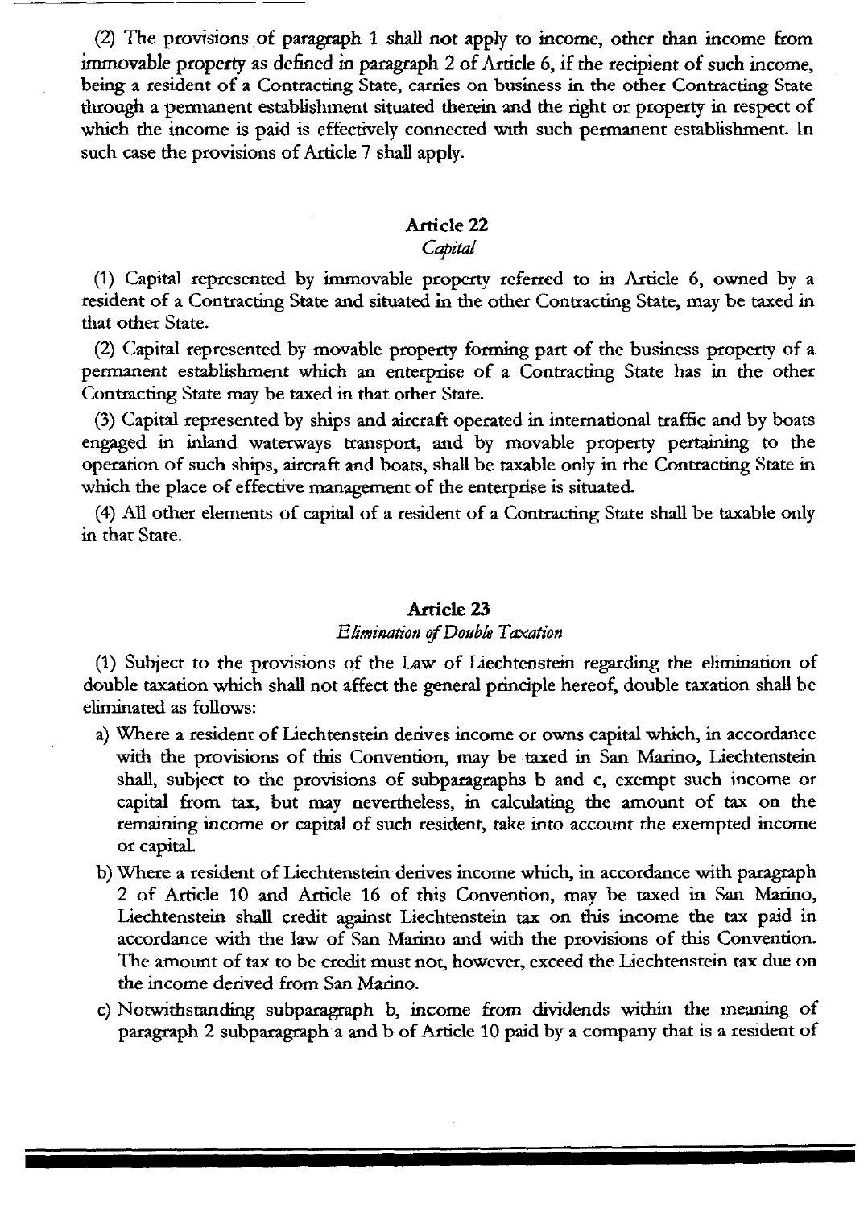(2) The provisions of paragraph 1 shall not apply to income, other than income from immovable property as defined in paragraph 2 of Article 6, if the recipient of such income, being a resident of a Contracting State, carries on business in the other Contracting State through a permanent establishment situated therein and the right or property in respect of which the income is paid is effectively connected with such permanent establishment. In such case the provisions of Article 7 shall apply.

## Article 22

### *Capital*

(1) Capital represented by immovable property referred to in Article 6, owned by a resident of a Contracting State and situated in the other Contracting State, may be taxed in that other State.

(2) Capital represented by movable property forming part of the business property of a permanent establishment which an enterprise of a Contracting State has in the other Contracting State may be taxed in that other State.

(3) Capital represented by ships and aircraft operated in international traffic and by boats engaged in inland waterways transport, and by movable property pertaining to the operation of such ships, aircraft and boats, shall be taxable only in the Contracting State in which the place of effective management of the enterprise is situated.

(4) All other elements of capital of a resident of a Contracting State shall be taxable only in that State.

## Article 23

### *Elimination of Double Taxation*

(1) Subject to the provisions of the Law of Liechtenstein regarding the elimination of double taxation which shall not affect the general principle hereof, double taxation shall be eliminated as follows:

a) Where a resident of Liechtenstein derives income or owns capital which, in accordance with the provisions of this Convention, may be taxed in San Marino, Liechtenstein shall, subject to the provisions of subparagraphs b and c, exempt such income or capital from tax, but may nevertheless, in calculating the amount of tax on the remaining income or capital of such resident, take into account the exempted income or capital.

b) Where a resident of Liechtenstein derives income which, in accordance with paragraph 2 of Article 10 and Article 16 of this Convention, may be taxed in San Marino, Liechtenstein shall credit against Liechtenstein tax on this income the tax paid in accordance with the law of San Marino and with the provisions of this Convention. The amount of tax to be credit must not, however, exceed the Liechtenstein tax due on the income derived from San Marino.

c) Notwithstanding subparagraph b, income from dividends within the meaning of paragraph 2 subparagraph a and b of Article 10 paid by a company that is a resident of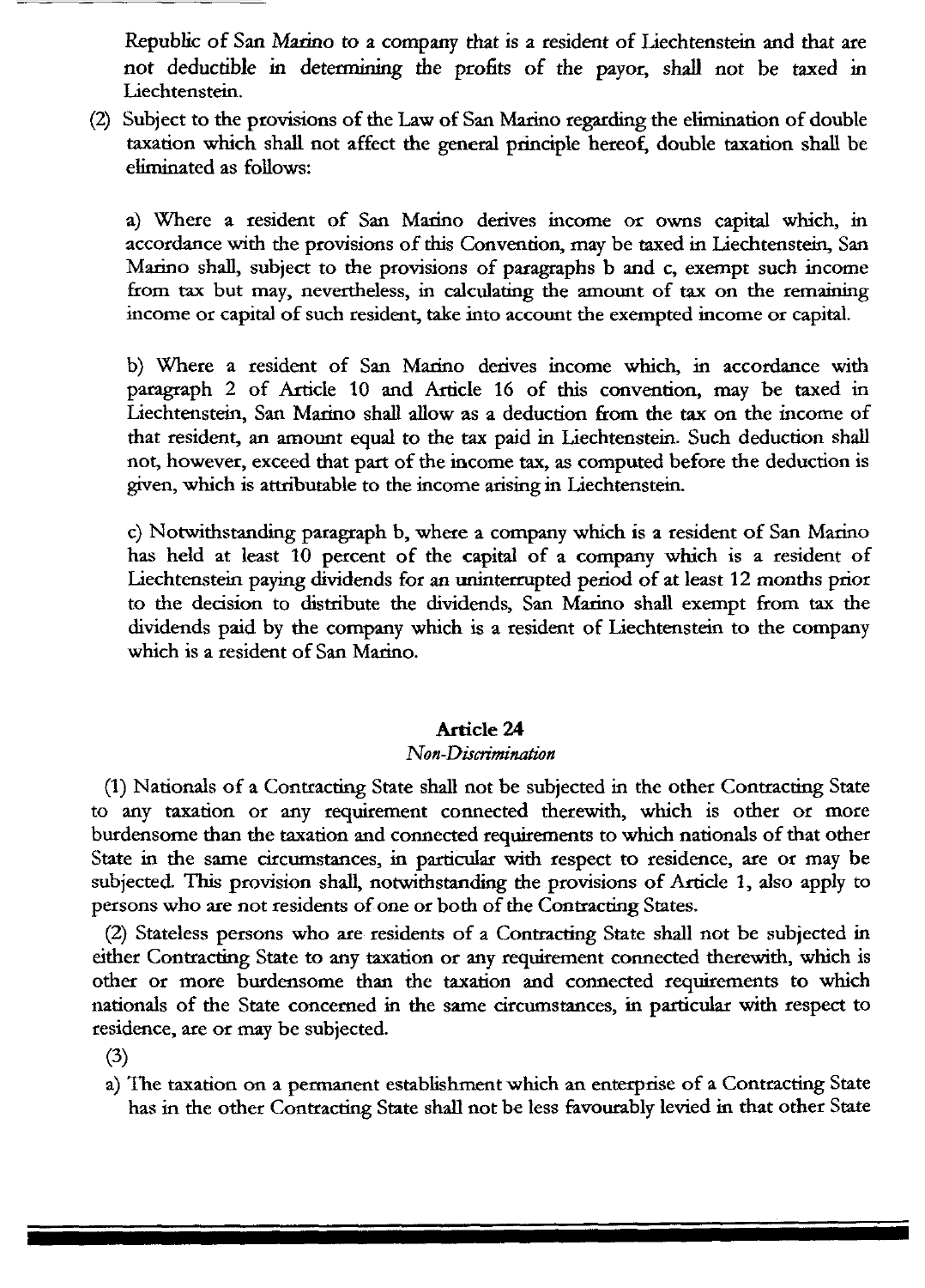Republic of San Marino to a company that is a resident of Liechtenstein and that are not deductible in determining the profits of the payor, shall not be taxed in Liechtenstein.

(2) Subject to the provisions of the Law of San Marino regarding the elimination of double taxation which shall not affect the general principle hereof, double taxation shall be eliminated as follows:

a) Where a resident of San Marino derives income or owns capital which, in accordance with the provisions of this Convention, may be taxed in Liechtenstein, San Marino shall, subject to the provisions of paragraphs b and c, exempt such income from tax but may, nevertheless, in calculating the amount of tax on the remaining income or capital of such resident, take into account the exempted income or capital.

b) Where a resident of San Marino derives income which, in accordance with paragraph 2 of Article 10 and Article 16 of this convention, may be taxed in Liechtenstein, San Marino shall allow as a deduction from the tax on the income of that resident, an amount equal to the tax paid in Liechtenstein. Such deduction shall not, however, exceed that part of the income tax, as computed before the deduction is given, which is attributable to the income arising in Liechtenstein.

c) Notwithstanding paragraph b, where a company which is a resident of San Marino has held at least 10 percent of the capital of a company which is a resident of Liechtenstein paying dividends for an uninterrupted period of at least 12 months prior to the decision to distribute the dividends, San Marino shall exempt from tax the dividends paid by the company which is a resident of Liechtenstein to the company which is a resident of San Marino.

## Article 24

*Non-Discrimination*

(1) Nationals of a Contracting State shall not be subjected in the other Contracting State to any taxation or any requirement connected therewith, which is other or more burdensome than the taxation and connected requirements to which nationals of that other State in the same circumstances, in particular with respect to residence, are or may be subjected. This provision shall, notwithstanding the provisions of Article 1, also apply to persons who are not residents of one or both of the Contracting States.

(2) Stateless persons who are residents of a Contracting State shall not be subjected in either Contracting State to any taxation or any requirement connected therewith, which is other or more burdensome than the taxation and connected requirements to which nationals of the State concerned in the same circumstances, in particular with respect to residence, are or may be subjected.

(3)

a) The taxation on a permanent establishment which an enterprise of a Contracting State has in the other Contracting State shall not be less favourably levied in that other State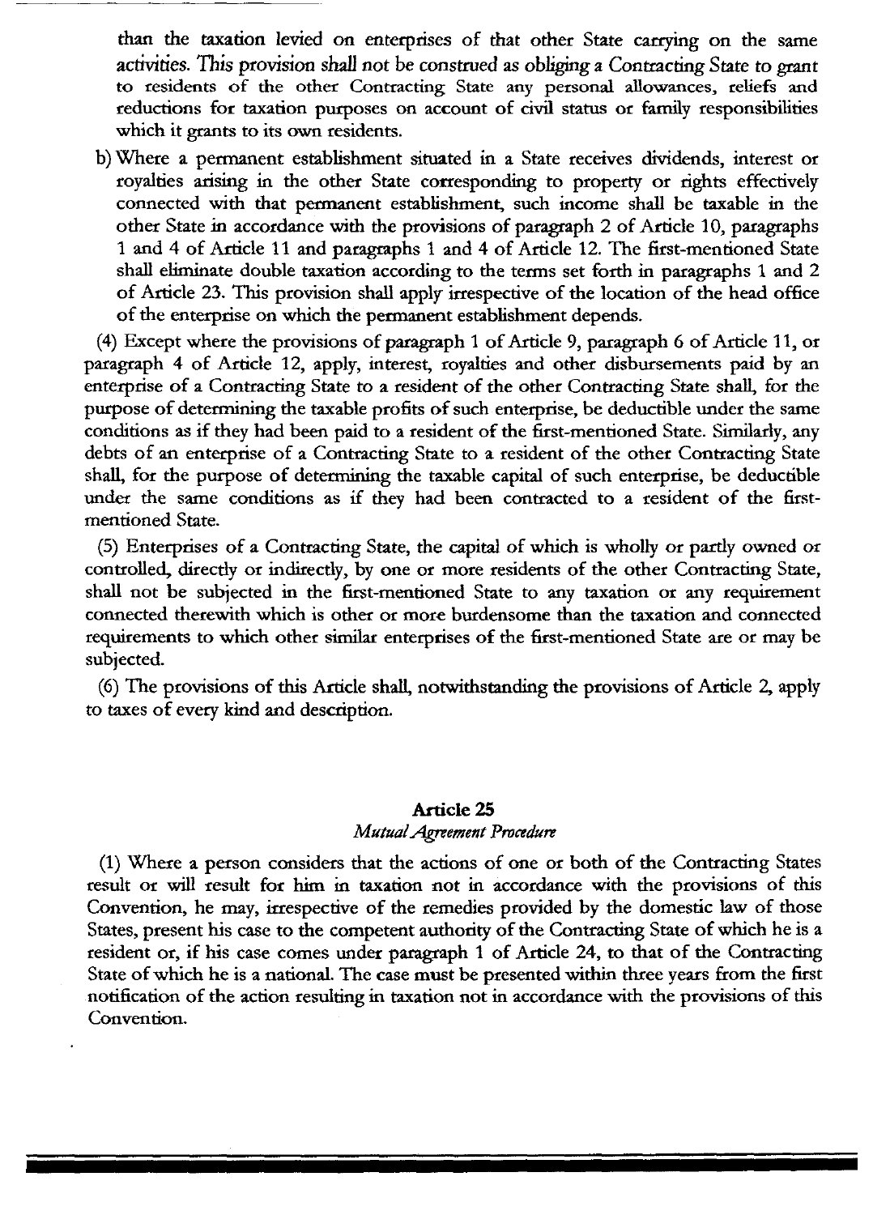than the taxation levied on enterprises of that other State carrying on the same activities. This provision shall not be construed as obliging a Contracting State to grant to residents of the other Contracting State any personal allowances, reliefs and reductions for taxation purposes on account of civil status or family responsibilities which it grants to its own residents.

b) Where a permanent establishment situated in a State receives dividends, interest or royalties arising in the other State corresponding to property or rights effectively connected with that permanent establishment, such income shall be taxable in the other State in accordance with the provisions of paragraph 2 of Article 10, paragraphs 1 and 4 of Article 11 and paragraphs 1 and 4 of Article 12. The first-mentioned State shall eliminate double taxation according to the terms set forth in paragraphs 1 and 2 of Article 23. This provision shall apply irrespective of the location of the head office of the enterprise on which the permanent establishment depends.

(4) Except where the provisions of paragraph 1 of Article 9, paragraph 6 of Article 11, or paragraph 4 of Article 12, apply, interest, royalties and other disbursements paid by an enterprise of a Contracting State to a resident of the other Contracting State shall, for the purpose of determining the taxable profits of such enterprise, be deductible under the same conditions as if they had been paid to a resident of the first-mentioned State. Similarly, any debts of an enterprise of a Contracting State to a resident of the other Contracting State shall, for the purpose of determining the taxable capital of such enterprise, be deductible under the same conditions as if they had been contracted to a resident of the first-mentioned State.

(5) Enterprises of a Contracting State, the capital of which is wholly or partly owned or controlled, directly or indirectly, by one or more residents of the other Contracting State, shall not be subjected in the first-mentioned State to any taxation or any requirement connected therewith which is other or more burdensome than the taxation and connected requirements to which other similar enterprises of the first-mentioned State are or may be subjected.

(6) The provisions of this Article shall, notwithstanding the provisions of Article 2, apply to taxes of every kind and description.

## Article 25
*Mutual Agreement Procedure*

(1) Where a person considers that the actions of one or both of the Contracting States result or will result for him in taxation not in accordance with the provisions of this Convention, he may, irrespective of the remedies provided by the domestic law of those States, present his case to the competent authority of the Contracting State of which he is a resident or, if his case comes under paragraph 1 of Article 24, to that of the Contracting State of which he is a national. The case must be presented within three years from the first notification of the action resulting in taxation not in accordance with the provisions of this Convention.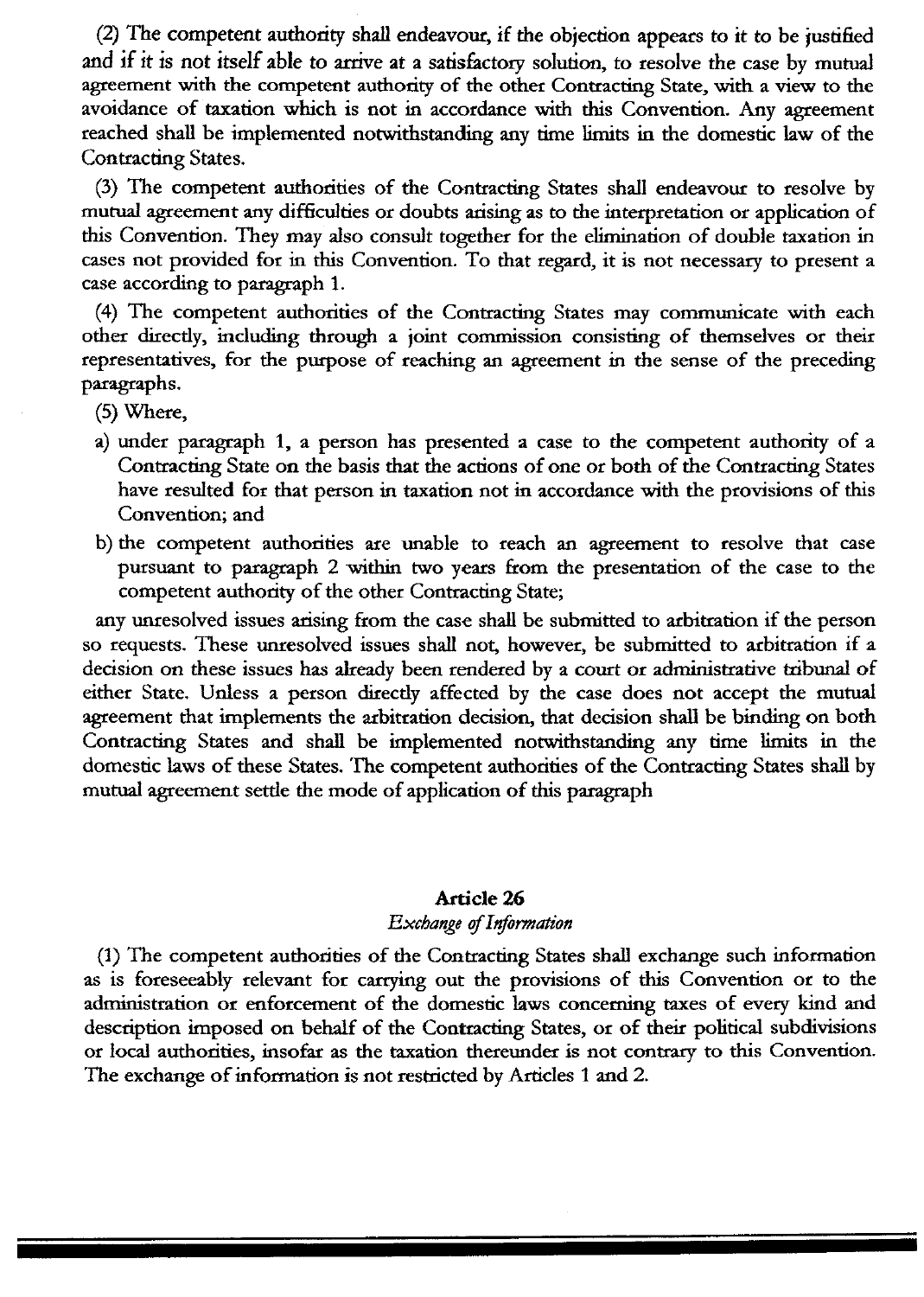(2) The competent authority shall endeavour, if the objection appears to it to be justified and if it is not itself able to arrive at a satisfactory solution, to resolve the case by mutual agreement with the competent authority of the other Contracting State, with a view to the avoidance of taxation which is not in accordance with this Convention. Any agreement reached shall be implemented notwithstanding any time limits in the domestic law of the Contracting States.

(3) The competent authorities of the Contracting States shall endeavour to resolve by mutual agreement any difficulties or doubts arising as to the interpretation or application of this Convention. They may also consult together for the elimination of double taxation in cases not provided for in this Convention. To that regard, it is not necessary to present a case according to paragraph 1.

(4) The competent authorities of the Contracting States may communicate with each other directly, including through a joint commission consisting of themselves or their representatives, for the purpose of reaching an agreement in the sense of the preceding paragraphs.

(5) Where,

a) under paragraph 1, a person has presented a case to the competent authority of a Contracting State on the basis that the actions of one or both of the Contracting States have resulted for that person in taxation not in accordance with the provisions of this Convention; and

b) the competent authorities are unable to reach an agreement to resolve that case pursuant to paragraph 2 within two years from the presentation of the case to the competent authority of the other Contracting State;

any unresolved issues arising from the case shall be submitted to arbitration if the person so requests. These unresolved issues shall not, however, be submitted to arbitration if a decision on these issues has already been rendered by a court or administrative tribunal of either State. Unless a person directly affected by the case does not accept the mutual agreement that implements the arbitration decision, that decision shall be binding on both Contracting States and shall be implemented notwithstanding any time limits in the domestic laws of these States. The competent authorities of the Contracting States shall by mutual agreement settle the mode of application of this paragraph

## Article 26

*Exchange of Information*

(1) The competent authorities of the Contracting States shall exchange such information as is foreseeably relevant for carrying out the provisions of this Convention or to the administration or enforcement of the domestic laws concerning taxes of every kind and description imposed on behalf of the Contracting States, or of their political subdivisions or local authorities, insofar as the taxation thereunder is not contrary to this Convention. The exchange of information is not restricted by Articles 1 and 2.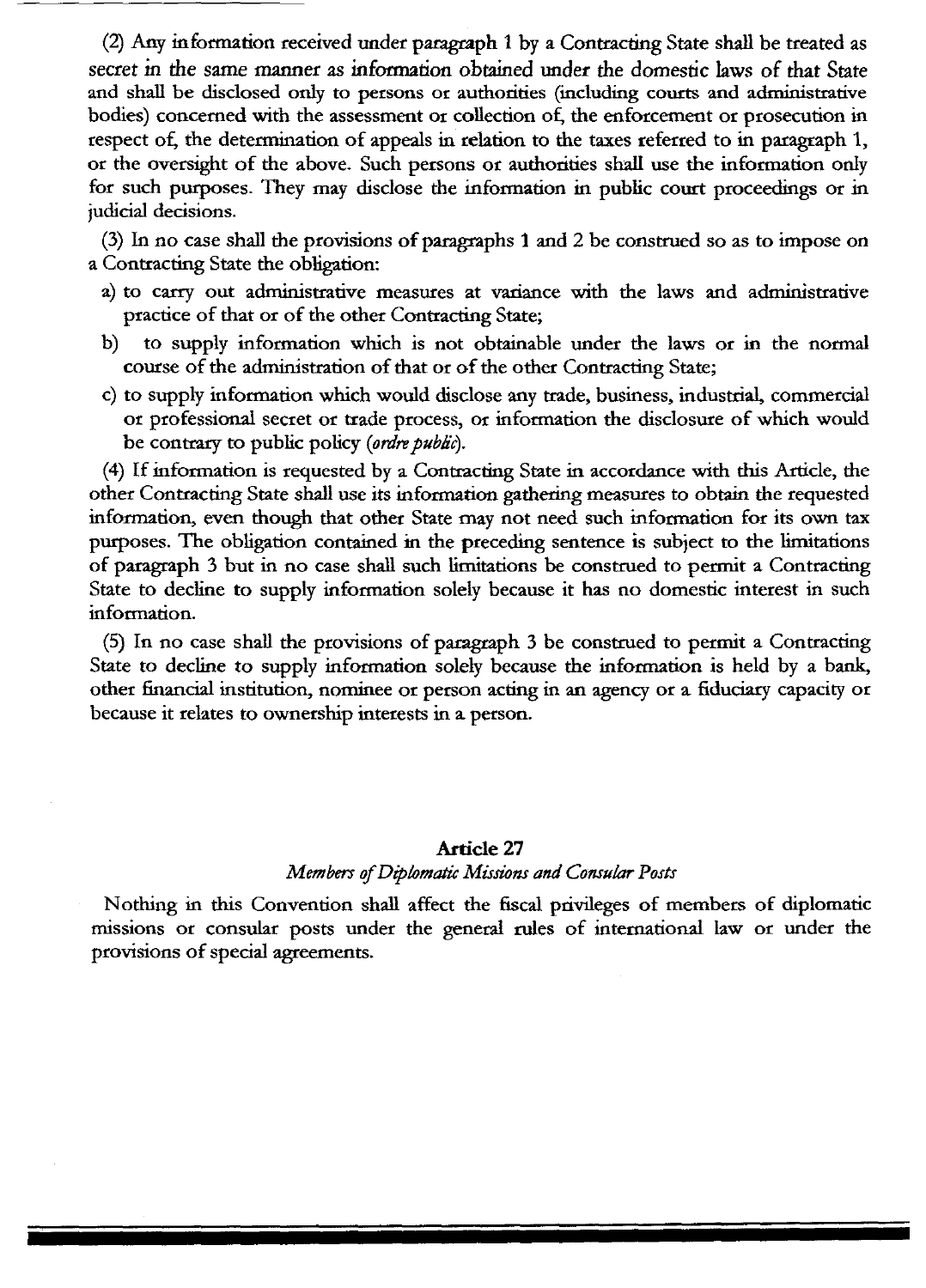(2) Any information received under paragraph 1 by a Contracting State shall be treated as secret in the same manner as information obtained under the domestic laws of that State and shall be disclosed only to persons or authorities (including courts and administrative bodies) concerned with the assessment or collection of, the enforcement or prosecution in respect of, the determination of appeals in relation to the taxes referred to in paragraph 1, or the oversight of the above. Such persons or authorities shall use the information only for such purposes. They may disclose the information in public court proceedings or in judicial decisions.

(3) In no case shall the provisions of paragraphs 1 and 2 be construed so as to impose on a Contracting State the obligation:

a) to carry out administrative measures at variance with the laws and administrative practice of that or of the other Contracting State;

b) to supply information which is not obtainable under the laws or in the normal course of the administration of that or of the other Contracting State;

c) to supply information which would disclose any trade, business, industrial, commercial or professional secret or trade process, or information the disclosure of which would be contrary to public policy (*ordre public*).

(4) If information is requested by a Contracting State in accordance with this Article, the other Contracting State shall use its information gathering measures to obtain the requested information, even though that other State may not need such information for its own tax purposes. The obligation contained in the preceding sentence is subject to the limitations of paragraph 3 but in no case shall such limitations be construed to permit a Contracting State to decline to supply information solely because it has no domestic interest in such information.

(5) In no case shall the provisions of paragraph 3 be construed to permit a Contracting State to decline to supply information solely because the information is held by a bank, other financial institution, nominee or person acting in an agency or a fiduciary capacity or because it relates to ownership interests in a person.

## Article 27

*Members of Diplomatic Missions and Consular Posts*

Nothing in this Convention shall affect the fiscal privileges of members of diplomatic missions or consular posts under the general rules of international law or under the provisions of special agreements.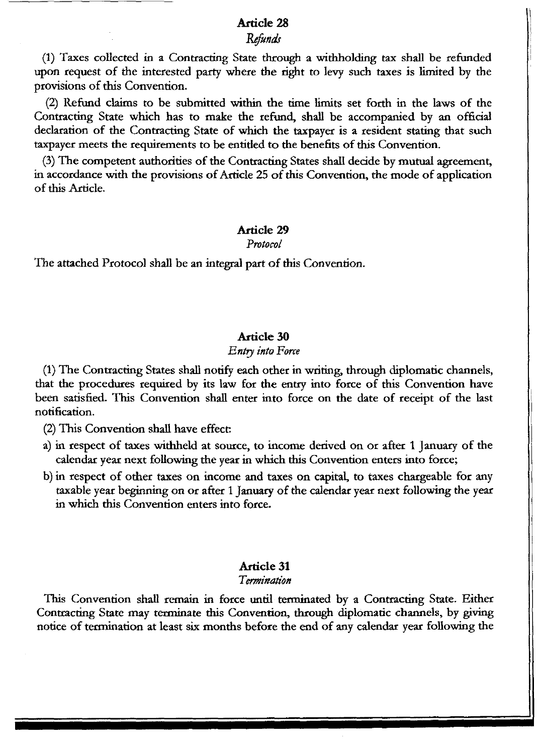## Article 28

*Refunds*

(1) Taxes collected in a Contracting State through a withholding tax shall be refunded upon request of the interested party where the right to levy such taxes is limited by the provisions of this Convention.

(2) Refund claims to be submitted within the time limits set forth in the laws of the Contracting State which has to make the refund, shall be accompanied by an official declaration of the Contracting State of which the taxpayer is a resident stating that such taxpayer meets the requirements to be entitled to the benefits of this Convention.

(3) The competent authorities of the Contracting States shall decide by mutual agreement, in accordance with the provisions of Article 25 of this Convention, the mode of application of this Article.

## Article 29

*Protocol*

The attached Protocol shall be an integral part of this Convention.

## Article 30

*Entry into Force*

(1) The Contracting States shall notify each other in writing, through diplomatic channels, that the procedures required by its law for the entry into force of this Convention have been satisfied. This Convention shall enter into force on the date of receipt of the last notification.

(2) This Convention shall have effect:

a) in respect of taxes withheld at source, to income derived on or after 1 January of the calendar year next following the year in which this Convention enters into force;

b) in respect of other taxes on income and taxes on capital, to taxes chargeable for any taxable year beginning on or after 1 January of the calendar year next following the year in which this Convention enters into force.

## Article 31

*Termination*

This Convention shall remain in force until terminated by a Contracting State. Either Contracting State may terminate this Convention, through diplomatic channels, by giving notice of termination at least six months before the end of any calendar year following the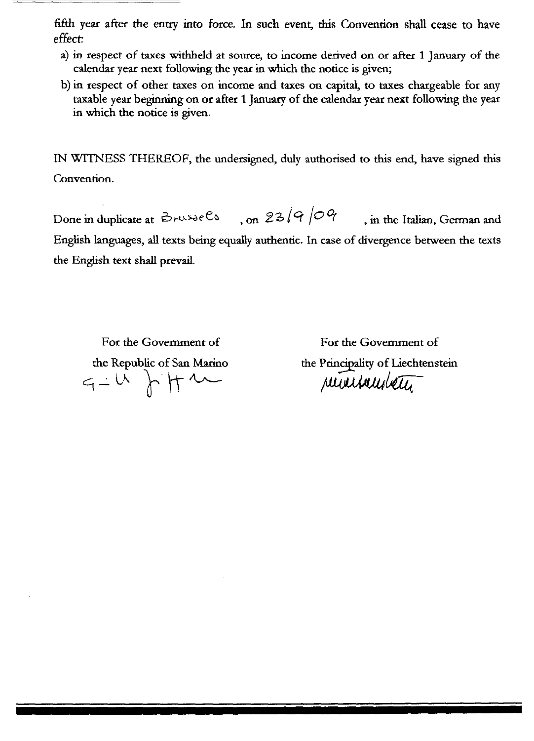fifth year after the entry into force. In such event, this Convention shall cease to have effect:

a) in respect of taxes withheld at source, to income derived on or after 1 January of the calendar year next following the year in which the notice is given;

b) in respect of other taxes on income and taxes on capital, to taxes chargeable for any taxable year beginning on or after 1 January of the calendar year next following the year in which the notice is given.

IN WITNESS THEREOF, the undersigned, duly authorised to this end, have signed this Convention.

Done in duplicate at Brussels, on 23/9/09, in the Italian, German and English languages, all texts being equally authentic. In case of divergence between the texts the English text shall prevail.

For the Government of the Republic of San Marino

For the Government of the Principality of Liechtenstein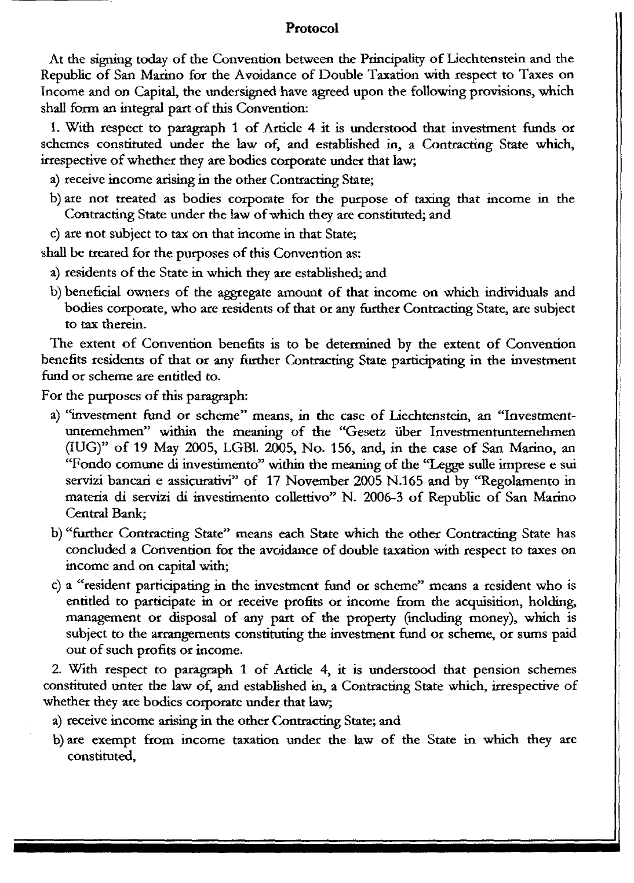# Protocol

At the signing today of the Convention between the Principality of Liechtenstein and the Republic of San Marino for the Avoidance of Double Taxation with respect to Taxes on Income and on Capital, the undersigned have agreed upon the following provisions, which shall form an integral part of this Convention:

1. With respect to paragraph 1 of Article 4 it is understood that investment funds or schemes constituted under the law of, and established in, a Contracting State which, irrespective of whether they are bodies corporate under that law;

   a) receive income arising in the other Contracting State;

   b) are not treated as bodies corporate for the purpose of taxing that income in the Contracting State under the law of which they are constituted; and

   c) are not subject to tax on that income in that State;

shall be treated for the purposes of this Convention as:

   a) residents of the State in which they are established; and

   b) beneficial owners of the aggregate amount of that income on which individuals and bodies corporate, who are residents of that or any further Contracting State, are subject to tax therein.

The extent of Convention benefits is to be determined by the extent of Convention benefits residents of that or any further Contracting State participating in the investment fund or scheme are entitled to.

For the purposes of this paragraph:

   a) "investment fund or scheme" means, in the case of Liechtenstein, an "Investmentunternehmen" within the meaning of the "Gesetz über Investmentunternehmen (IUG)" of 19 May 2005, LGBl. 2005, No. 156, and, in the case of San Marino, an "Fondo comune di investimento" within the meaning of the "Legge sulle imprese e sui servizi bancari e assicurativi" of 17 November 2005 N.165 and by "Regolamento in materia di servizi di investimento collettivo" N. 2006-3 of Republic of San Marino Central Bank;

   b) "further Contracting State" means each State which the other Contracting State has concluded a Convention for the avoidance of double taxation with respect to taxes on income and on capital with;

   c) a "resident participating in the investment fund or scheme" means a resident who is entitled to participate in or receive profits or income from the acquisition, holding, management or disposal of any part of the property (including money), which is subject to the arrangements constituting the investment fund or scheme, or sums paid out of such profits or income.

2. With respect to paragraph 1 of Article 4, it is understood that pension schemes constituted unter the law of, and established in, a Contracting State which, irrespective of whether they are bodies corporate under that law;

   a) receive income arising in the other Contracting State; and

   b) are exempt from income taxation under the law of the State in which they are constituted,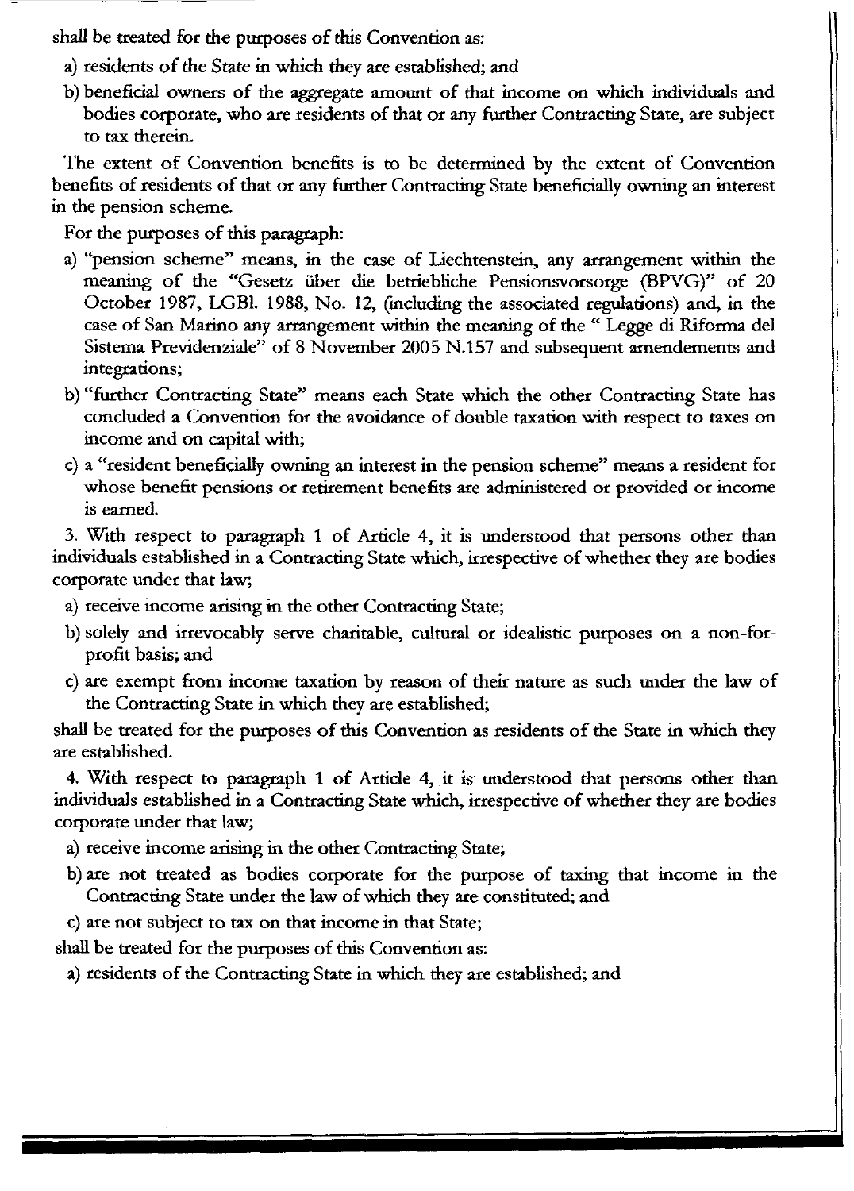shall be treated for the purposes of this Convention as:

a) residents of the State in which they are established; and

b) beneficial owners of the aggregate amount of that income on which individuals and bodies corporate, who are residents of that or any further Contracting State, are subject to tax therein.

The extent of Convention benefits is to be determined by the extent of Convention benefits of residents of that or any further Contracting State beneficially owning an interest in the pension scheme.

For the purposes of this paragraph:

a) "pension scheme" means, in the case of Liechtenstein, any arrangement within the meaning of the "Gesetz über die betriebliche Pensionsvorsorge (BPVG)" of 20 October 1987, LGBl. 1988, No. 12, (including the associated regulations) and, in the case of San Marino any arrangement within the meaning of the " Legge di Riforma del Sistema Previdenziale" of 8 November 2005 N.157 and subsequent amendements and integrations;

b) "further Contracting State" means each State which the other Contracting State has concluded a Convention for the avoidance of double taxation with respect to taxes on income and on capital with;

c) a "resident beneficially owning an interest in the pension scheme" means a resident for whose benefit pensions or retirement benefits are administered or provided or income is earned.

3. With respect to paragraph 1 of Article 4, it is understood that persons other than individuals established in a Contracting State which, irrespective of whether they are bodies corporate under that law;

a) receive income arising in the other Contracting State;

b) solely and irrevocably serve charitable, cultural or idealistic purposes on a non-for-profit basis; and

c) are exempt from income taxation by reason of their nature as such under the law of the Contracting State in which they are established;

shall be treated for the purposes of this Convention as residents of the State in which they are established.

4. With respect to paragraph 1 of Article 4, it is understood that persons other than individuals established in a Contracting State which, irrespective of whether they are bodies corporate under that law;

a) receive income arising in the other Contracting State;

b) are not treated as bodies corporate for the purpose of taxing that income in the Contracting State under the law of which they are constituted; and

c) are not subject to tax on that income in that State;

shall be treated for the purposes of this Convention as:

a) residents of the Contracting State in which they are established; and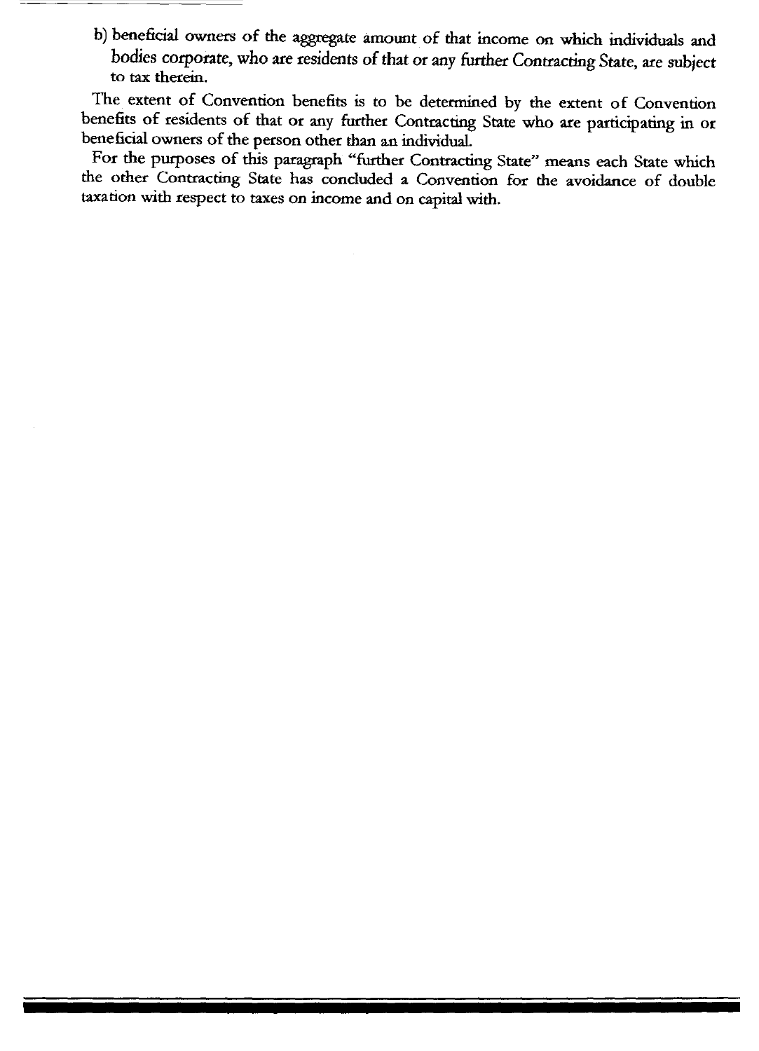b) beneficial owners of the aggregate amount of that income on which individuals and bodies corporate, who are residents of that or any further Contracting State, are subject to tax therein.

The extent of Convention benefits is to be determined by the extent of Convention benefits of residents of that or any further Contracting State who are participating in or beneficial owners of the person other than an individual.

For the purposes of this paragraph "further Contracting State" means each State which the other Contracting State has concluded a Convention for the avoidance of double taxation with respect to taxes on income and on capital with.